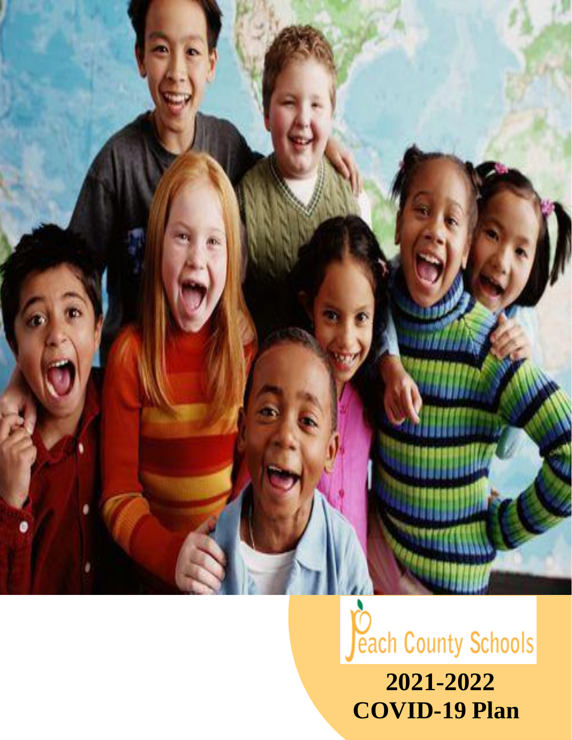Peach County Schools

# 2021-2022 COVID-19 Plan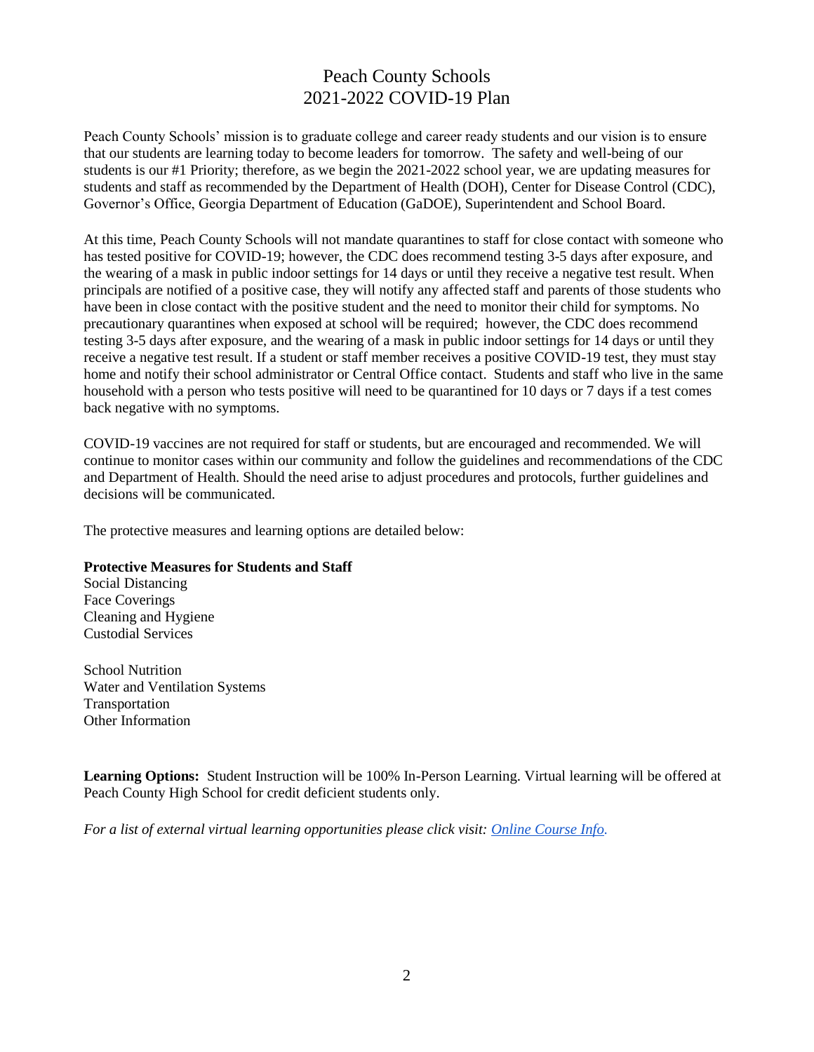# Peach County Schools
# 2021-2022 COVID-19 Plan

Peach County Schools' mission is to graduate college and career ready students and our vision is to ensure that our students are learning today to become leaders for tomorrow. The safety and well-being of our students is our #1 Priority; therefore, as we begin the 2021-2022 school year, we are updating measures for students and staff as recommended by the Department of Health (DOH), Center for Disease Control (CDC), Governor's Office, Georgia Department of Education (GaDOE), Superintendent and School Board.

At this time, Peach County Schools will not mandate quarantines to staff for close contact with someone who has tested positive for COVID-19; however, the CDC does recommend testing 3-5 days after exposure, and the wearing of a mask in public indoor settings for 14 days or until they receive a negative test result. When principals are notified of a positive case, they will notify any affected staff and parents of those students who have been in close contact with the positive student and the need to monitor their child for symptoms. No precautionary quarantines when exposed at school will be required; however, the CDC does recommend testing 3-5 days after exposure, and the wearing of a mask in public indoor settings for 14 days or until they receive a negative test result. If a student or staff member receives a positive COVID-19 test, they must stay home and notify their school administrator or Central Office contact. Students and staff who live in the same household with a person who tests positive will need to be quarantined for 10 days or 7 days if a test comes back negative with no symptoms.

COVID-19 vaccines are not required for staff or students, but are encouraged and recommended. We will continue to monitor cases within our community and follow the guidelines and recommendations of the CDC and Department of Health. Should the need arise to adjust procedures and protocols, further guidelines and decisions will be communicated.

The protective measures and learning options are detailed below:

**Protective Measures for Students and Staff**

Social Distancing
Face Coverings
Cleaning and Hygiene
Custodial Services

School Nutrition
Water and Ventilation Systems
Transportation
Other Information

**Learning Options:** Student Instruction will be 100% In-Person Learning. Virtual learning will be offered at Peach County High School for credit deficient students only.

*For a list of external virtual learning opportunities please click visit: [Online Course Info](#).*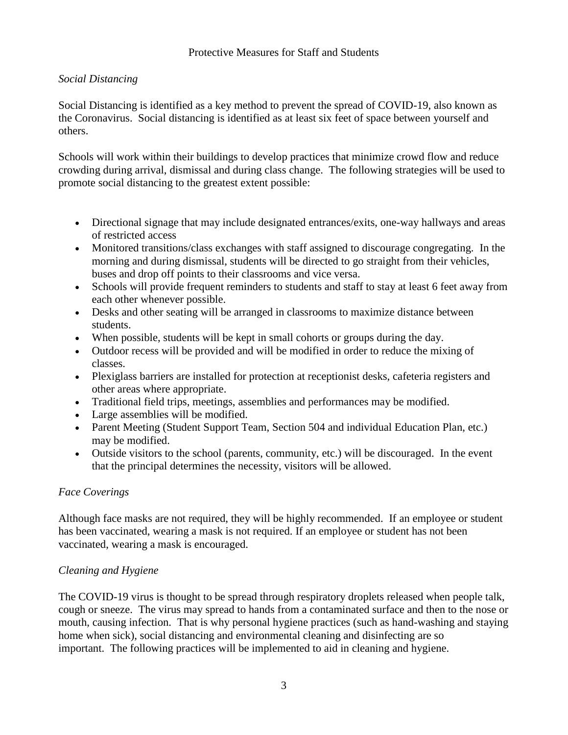## Protective Measures for Staff and Students

### *Social Distancing*

Social Distancing is identified as a key method to prevent the spread of COVID-19, also known as the Coronavirus. Social distancing is identified as at least six feet of space between yourself and others.

Schools will work within their buildings to develop practices that minimize crowd flow and reduce crowding during arrival, dismissal and during class change. The following strategies will be used to promote social distancing to the greatest extent possible:

- Directional signage that may include designated entrances/exits, one-way hallways and areas of restricted access
- Monitored transitions/class exchanges with staff assigned to discourage congregating. In the morning and during dismissal, students will be directed to go straight from their vehicles, buses and drop off points to their classrooms and vice versa.
- Schools will provide frequent reminders to students and staff to stay at least 6 feet away from each other whenever possible.
- Desks and other seating will be arranged in classrooms to maximize distance between students.
- When possible, students will be kept in small cohorts or groups during the day.
- Outdoor recess will be provided and will be modified in order to reduce the mixing of classes.
- Plexiglass barriers are installed for protection at receptionist desks, cafeteria registers and other areas where appropriate.
- Traditional field trips, meetings, assemblies and performances may be modified.
- Large assemblies will be modified.
- Parent Meeting (Student Support Team, Section 504 and individual Education Plan, etc.) may be modified.
- Outside visitors to the school (parents, community, etc.) will be discouraged. In the event that the principal determines the necessity, visitors will be allowed.

### *Face Coverings*

Although face masks are not required, they will be highly recommended. If an employee or student has been vaccinated, wearing a mask is not required. If an employee or student has not been vaccinated, wearing a mask is encouraged.

### *Cleaning and Hygiene*

The COVID-19 virus is thought to be spread through respiratory droplets released when people talk, cough or sneeze. The virus may spread to hands from a contaminated surface and then to the nose or mouth, causing infection. That is why personal hygiene practices (such as hand-washing and staying home when sick), social distancing and environmental cleaning and disinfecting are so important. The following practices will be implemented to aid in cleaning and hygiene.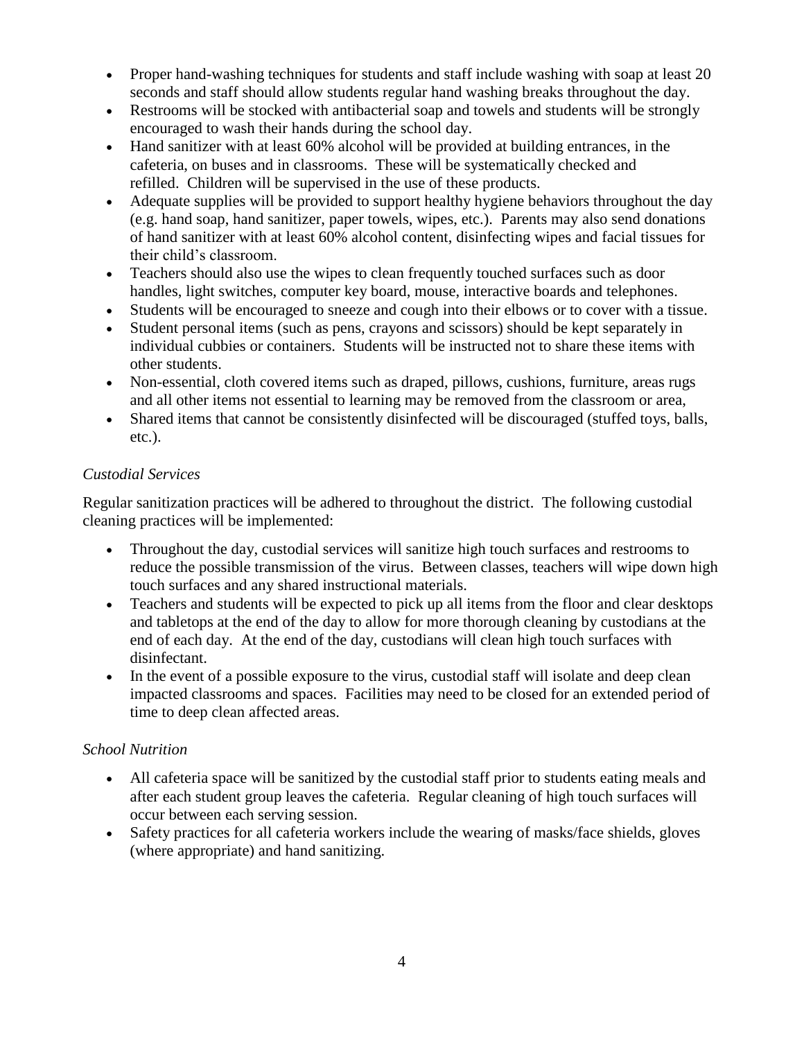- Proper hand-washing techniques for students and staff include washing with soap at least 20 seconds and staff should allow students regular hand washing breaks throughout the day.
- Restrooms will be stocked with antibacterial soap and towels and students will be strongly encouraged to wash their hands during the school day.
- Hand sanitizer with at least 60% alcohol will be provided at building entrances, in the cafeteria, on buses and in classrooms. These will be systematically checked and refilled. Children will be supervised in the use of these products.
- Adequate supplies will be provided to support healthy hygiene behaviors throughout the day (e.g. hand soap, hand sanitizer, paper towels, wipes, etc.). Parents may also send donations of hand sanitizer with at least 60% alcohol content, disinfecting wipes and facial tissues for their child's classroom.
- Teachers should also use the wipes to clean frequently touched surfaces such as door handles, light switches, computer key board, mouse, interactive boards and telephones.
- Students will be encouraged to sneeze and cough into their elbows or to cover with a tissue.
- Student personal items (such as pens, crayons and scissors) should be kept separately in individual cubbies or containers. Students will be instructed not to share these items with other students.
- Non-essential, cloth covered items such as draped, pillows, cushions, furniture, areas rugs and all other items not essential to learning may be removed from the classroom or area,
- Shared items that cannot be consistently disinfected will be discouraged (stuffed toys, balls, etc.).

*Custodial Services*

Regular sanitization practices will be adhered to throughout the district. The following custodial cleaning practices will be implemented:

- Throughout the day, custodial services will sanitize high touch surfaces and restrooms to reduce the possible transmission of the virus. Between classes, teachers will wipe down high touch surfaces and any shared instructional materials.
- Teachers and students will be expected to pick up all items from the floor and clear desktops and tabletops at the end of the day to allow for more thorough cleaning by custodians at the end of each day. At the end of the day, custodians will clean high touch surfaces with disinfectant.
- In the event of a possible exposure to the virus, custodial staff will isolate and deep clean impacted classrooms and spaces. Facilities may need to be closed for an extended period of time to deep clean affected areas.

*School Nutrition*

- All cafeteria space will be sanitized by the custodial staff prior to students eating meals and after each student group leaves the cafeteria. Regular cleaning of high touch surfaces will occur between each serving session.
- Safety practices for all cafeteria workers include the wearing of masks/face shields, gloves (where appropriate) and hand sanitizing.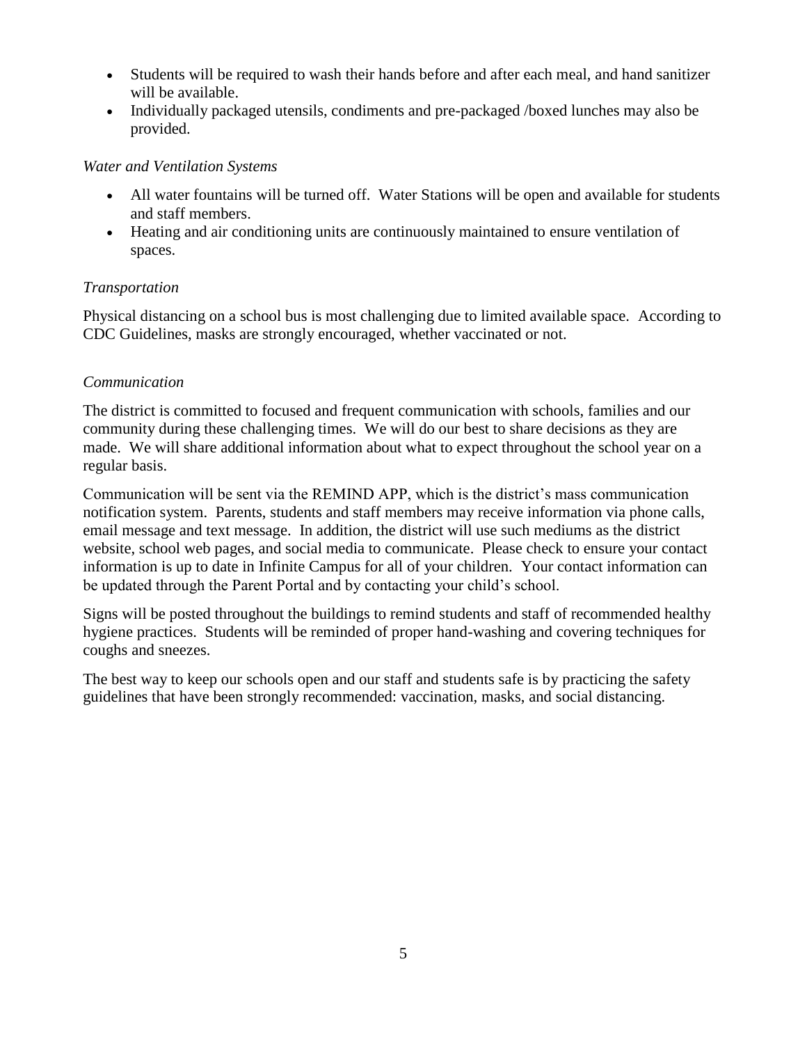- Students will be required to wash their hands before and after each meal, and hand sanitizer will be available.
- Individually packaged utensils, condiments and pre-packaged /boxed lunches may also be provided.

*Water and Ventilation Systems*

- All water fountains will be turned off. Water Stations will be open and available for students and staff members.
- Heating and air conditioning units are continuously maintained to ensure ventilation of spaces.

*Transportation*

Physical distancing on a school bus is most challenging due to limited available space. According to CDC Guidelines, masks are strongly encouraged, whether vaccinated or not.

*Communication*

The district is committed to focused and frequent communication with schools, families and our community during these challenging times. We will do our best to share decisions as they are made. We will share additional information about what to expect throughout the school year on a regular basis.

Communication will be sent via the REMIND APP, which is the district's mass communication notification system. Parents, students and staff members may receive information via phone calls, email message and text message. In addition, the district will use such mediums as the district website, school web pages, and social media to communicate. Please check to ensure your contact information is up to date in Infinite Campus for all of your children. Your contact information can be updated through the Parent Portal and by contacting your child's school.

Signs will be posted throughout the buildings to remind students and staff of recommended healthy hygiene practices. Students will be reminded of proper hand-washing and covering techniques for coughs and sneezes.

The best way to keep our schools open and our staff and students safe is by practicing the safety guidelines that have been strongly recommended: vaccination, masks, and social distancing.